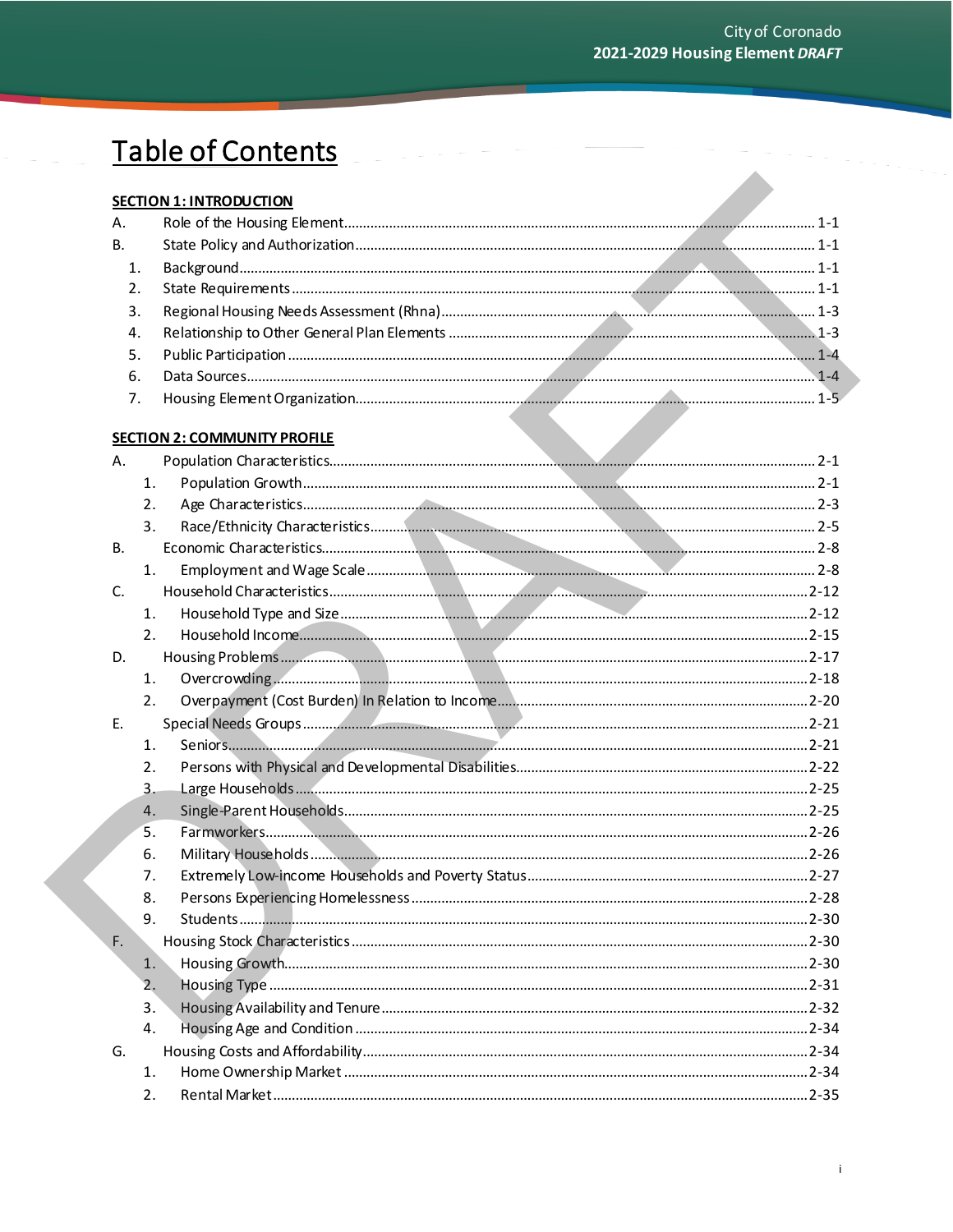# Table of Contents

**SECTION 1: INTRODUCTION**

A. Role of the Housing Element ........ 1-1
B. State Policy and Authorization ........ 1-1
   1. Background ........ 1-1
   2. State Requirements ........ 1-1
   3. Regional Housing Needs Assessment (Rhna) ........ 1-3
   4. Relationship to Other General Plan Elements ........ 1-3
   5. Public Participation ........ 1-4
   6. Data Sources ........ 1-4
   7. Housing Element Organization ........ 1-5

**SECTION 2: COMMUNITY PROFILE**

A. Population Characteristics ........ 2-1
   1. Population Growth ........ 2-1
   2. Age Characteristics ........ 2-3
   3. Race/Ethnicity Characteristics ........ 2-5
B. Economic Characteristics ........ 2-8
   1. Employment and Wage Scale ........ 2-8
C. Household Characteristics ........ 2-12
   1. Household Type and Size ........ 2-12
   2. Household Income ........ 2-15
D. Housing Problems ........ 2-17
   1. Overcrowding ........ 2-18
   2. Overpayment (Cost Burden) In Relation to Income ........ 2-20
E. Special Needs Groups ........ 2-21
   1. Seniors ........ 2-21
   2. Persons with Physical and Developmental Disabilities ........ 2-22
   3. Large Households ........ 2-25
   4. Single-Parent Households ........ 2-25
   5. Farmworkers ........ 2-26
   6. Military Households ........ 2-26
   7. Extremely Low-income Households and Poverty Status ........ 2-27
   8. Persons Experiencing Homelessness ........ 2-28
   9. Students ........ 2-30
F. Housing Stock Characteristics ........ 2-30
   1. Housing Growth ........ 2-30
   2. Housing Type ........ 2-31
   3. Housing Availability and Tenure ........ 2-32
   4. Housing Age and Condition ........ 2-34
G. Housing Costs and Affordability ........ 2-34
   1. Home Ownership Market ........ 2-34
   2. Rental Market ........ 2-35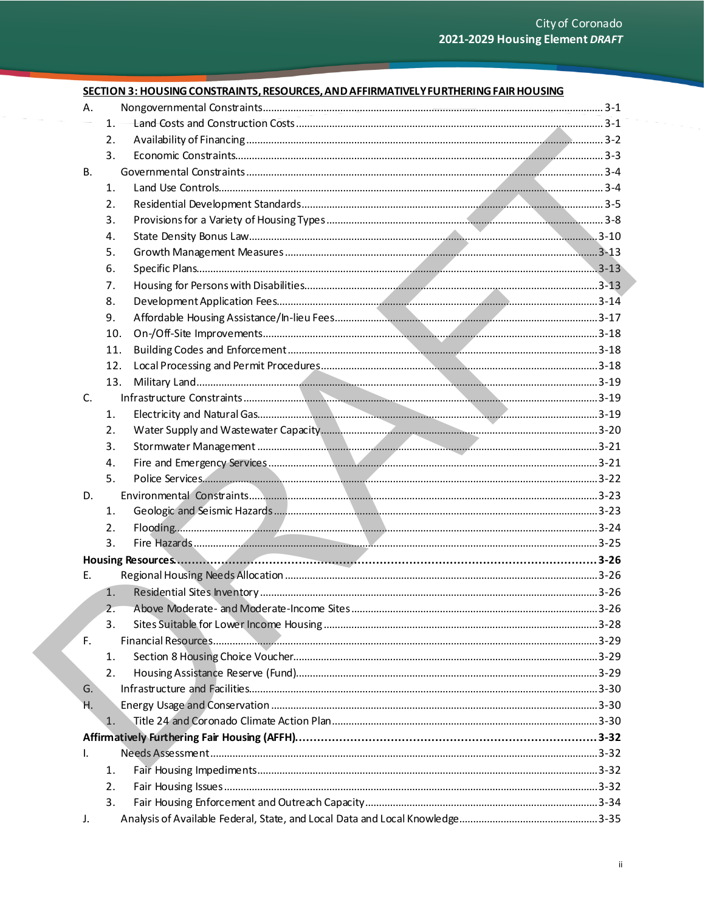**SECTION 3: HOUSING CONSTRAINTS, RESOURCES, AND AFFIRMATIVELY FURTHERING FAIR HOUSING**

A. Nongovernmental Constraints ..... 3-1
  1. Land Costs and Construction Costs ..... 3-1
  2. Availability of Financing ..... 3-2
  3. Economic Constraints ..... 3-3
B. Governmental Constraints ..... 3-4
  1. Land Use Controls ..... 3-4
  2. Residential Development Standards ..... 3-5
  3. Provisions for a Variety of Housing Types ..... 3-8
  4. State Density Bonus Law ..... 3-10
  5. Growth Management Measures ..... 3-13
  6. Specific Plans ..... 3-13
  7. Housing for Persons with Disabilities ..... 3-13
  8. Development Application Fees ..... 3-14
  9. Affordable Housing Assistance/In-lieu Fees ..... 3-17
  10. On-/Off-Site Improvements ..... 3-18
  11. Building Codes and Enforcement ..... 3-18
  12. Local Processing and Permit Procedures ..... 3-18
  13. Military Land ..... 3-19
C. Infrastructure Constraints ..... 3-19
  1. Electricity and Natural Gas ..... 3-19
  2. Water Supply and Wastewater Capacity ..... 3-20
  3. Stormwater Management ..... 3-21
  4. Fire and Emergency Services ..... 3-21
  5. Police Services ..... 3-22
D. Environmental Constraints ..... 3-23
  1. Geologic and Seismic Hazards ..... 3-23
  2. Flooding ..... 3-24
  3. Fire Hazards ..... 3-25

**Housing Resources ..... 3-26**

E. Regional Housing Needs Allocation ..... 3-26
  1. Residential Sites Inventory ..... 3-26
  2. Above Moderate- and Moderate-Income Sites ..... 3-26
  3. Sites Suitable for Lower Income Housing ..... 3-28
F. Financial Resources ..... 3-29
  1. Section 8 Housing Choice Voucher ..... 3-29
  2. Housing Assistance Reserve (Fund) ..... 3-29
G. Infrastructure and Facilities ..... 3-30
H. Energy Usage and Conservation ..... 3-30
  1. Title 24 and Coronado Climate Action Plan ..... 3-30

**Affirmatively Furthering Fair Housing (AFFH) ..... 3-32**

I. Needs Assessment ..... 3-32
  1. Fair Housing Impediments ..... 3-32
  2. Fair Housing Issues ..... 3-32
  3. Fair Housing Enforcement and Outreach Capacity ..... 3-34
J. Analysis of Available Federal, State, and Local Data and Local Knowledge ..... 3-35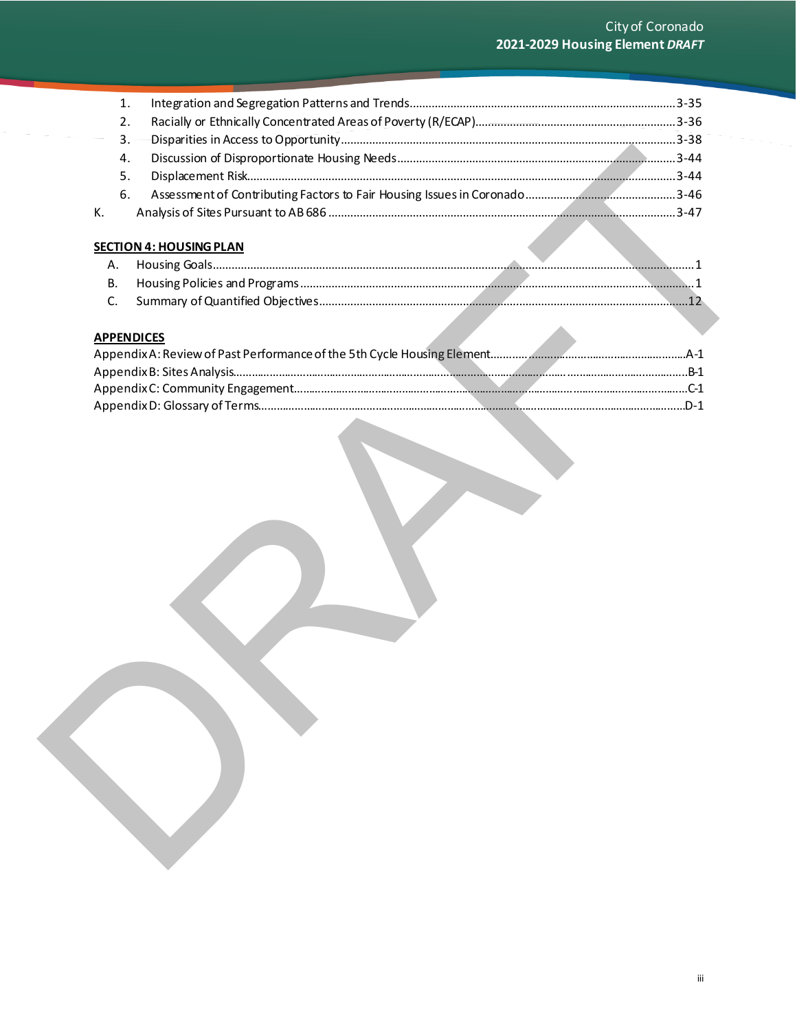1. Integration and Segregation Patterns and Trends....................................................................................3-35
2. Racially or Ethnically Concentrated Areas of Poverty (R/ECAP)...............................................................3-36
3. Disparities in Access to Opportunity..........................................................................................................3-38
4. Discussion of Disproportionate Housing Needs........................................................................................3-44
5. Displacement Risk.......................................................................................................................................3-44
6. Assessment of Contributing Factors to Fair Housing Issues in Coronado...............................................3-46

K. Analysis of Sites Pursuant to AB 686 ..............................................................................................................3-47

**SECTION 4: HOUSING PLAN**

A. Housing Goals..........................................................................................................................................1
B. Housing Policies and Programs...............................................................................................................1
C. Summary of Quantified Objectives........................................................................................................12

**APPENDICES**

Appendix A: Review of Past Performance of the 5th Cycle Housing Element..............................................A-1
Appendix B: Sites Analysis.............................................................................................................................B-1
Appendix C: Community Engagement............................................................................................................C-1
Appendix D: Glossary of Terms.......................................................................................................................D-1